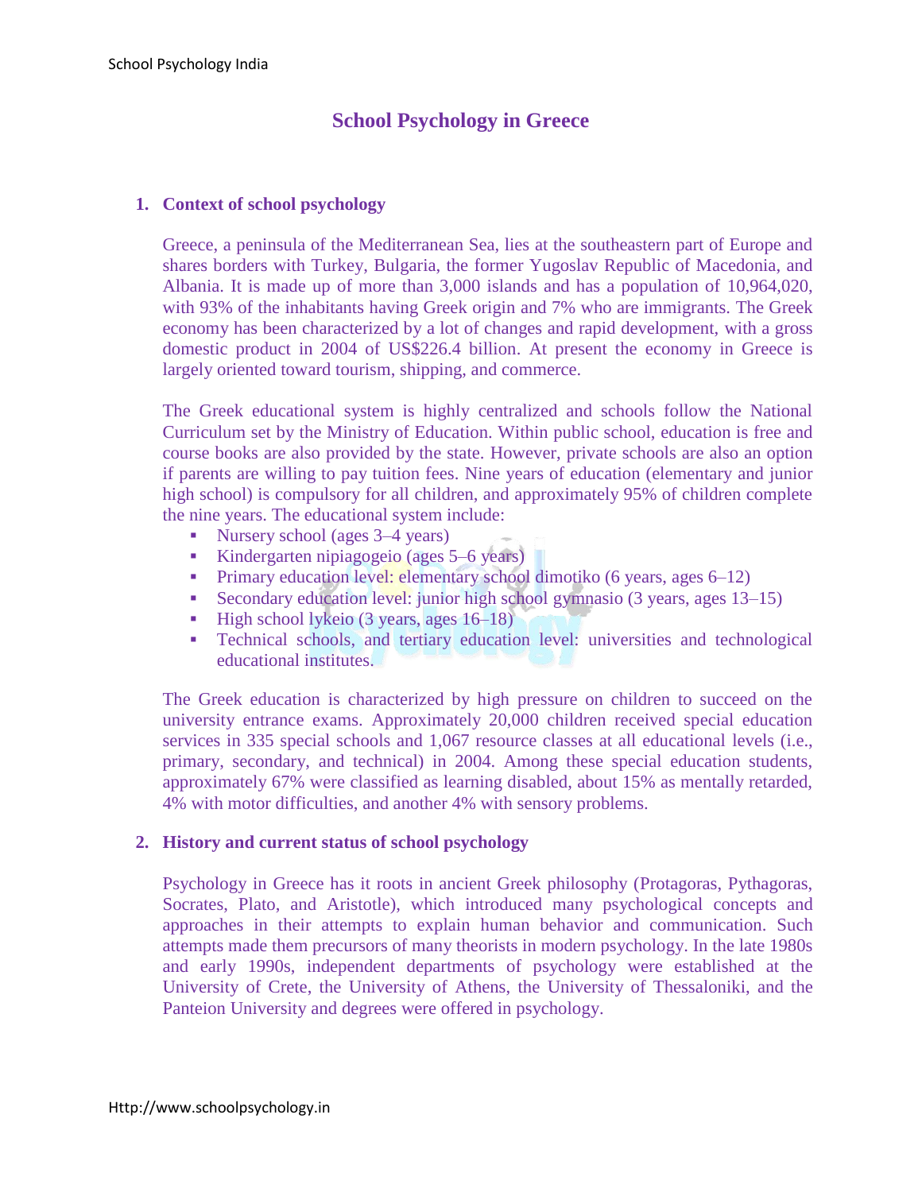# School Psychology in Greece

## 1. Context of school psychology

Greece, a peninsula of the Mediterranean Sea, lies at the southeastern part of Europe and shares borders with Turkey, Bulgaria, the former Yugoslav Republic of Macedonia, and Albania. It is made up of more than 3,000 islands and has a population of 10,964,020, with 93% of the inhabitants having Greek origin and 7% who are immigrants. The Greek economy has been characterized by a lot of changes and rapid development, with a gross domestic product in 2004 of US$226.4 billion. At present the economy in Greece is largely oriented toward tourism, shipping, and commerce.

The Greek educational system is highly centralized and schools follow the National Curriculum set by the Ministry of Education. Within public school, education is free and course books are also provided by the state. However, private schools are also an option if parents are willing to pay tuition fees. Nine years of education (elementary and junior high school) is compulsory for all children, and approximately 95% of children complete the nine years. The educational system include:

- Nursery school (ages 3–4 years)
- Kindergarten nipiagogeio (ages 5–6 years)
- Primary education level: elementary school dimotiko (6 years, ages 6–12)
- Secondary education level: junior high school gymnasio (3 years, ages 13–15)
- High school lykeio (3 years, ages 16–18)
- Technical schools, and tertiary education level: universities and technological educational institutes.

The Greek education is characterized by high pressure on children to succeed on the university entrance exams. Approximately 20,000 children received special education services in 335 special schools and 1,067 resource classes at all educational levels (i.e., primary, secondary, and technical) in 2004. Among these special education students, approximately 67% were classified as learning disabled, about 15% as mentally retarded, 4% with motor difficulties, and another 4% with sensory problems.

## 2. History and current status of school psychology

Psychology in Greece has it roots in ancient Greek philosophy (Protagoras, Pythagoras, Socrates, Plato, and Aristotle), which introduced many psychological concepts and approaches in their attempts to explain human behavior and communication. Such attempts made them precursors of many theorists in modern psychology. In the late 1980s and early 1990s, independent departments of psychology were established at the University of Crete, the University of Athens, the University of Thessaloniki, and the Panteion University and degrees were offered in psychology.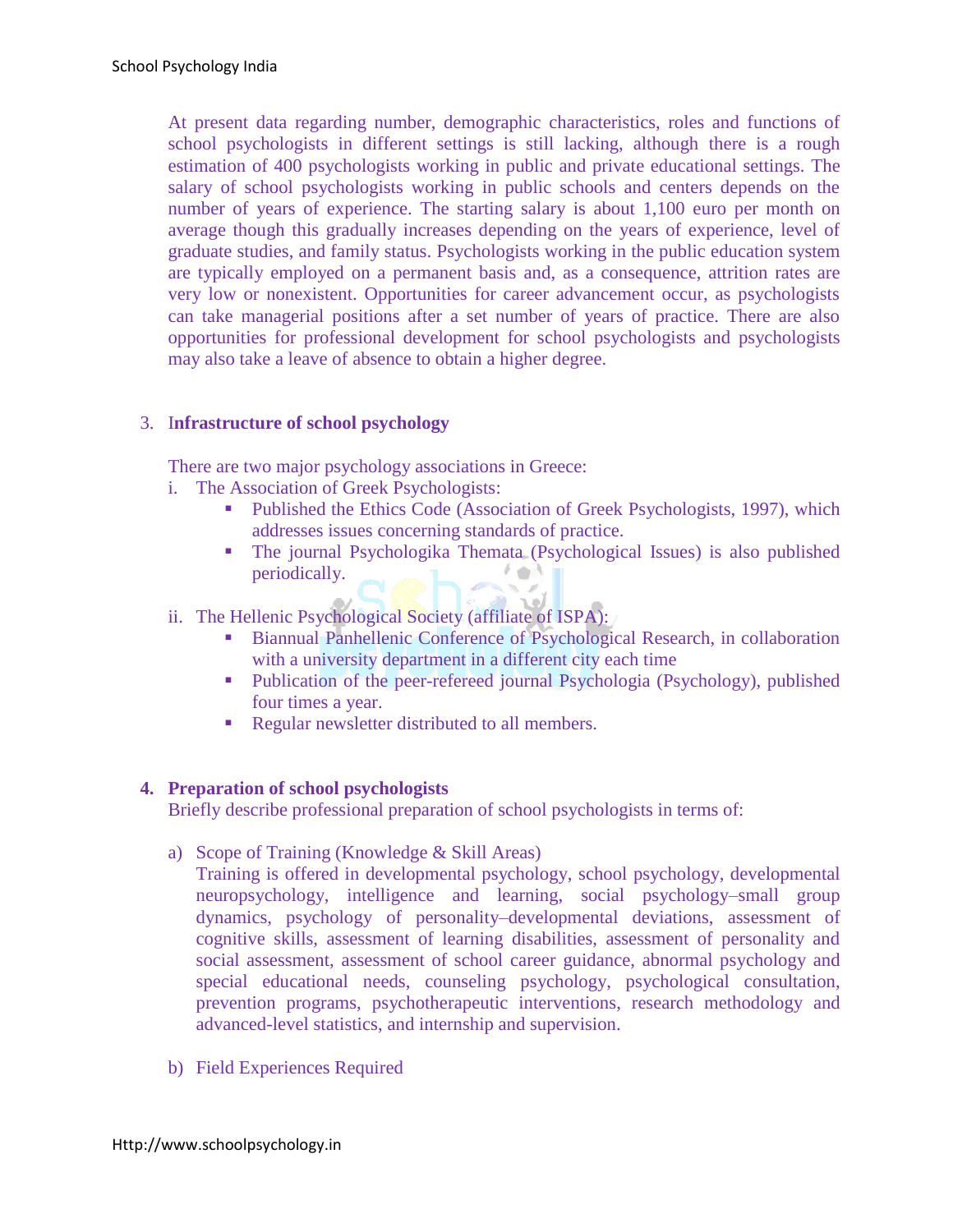At present data regarding number, demographic characteristics, roles and functions of school psychologists in different settings is still lacking, although there is a rough estimation of 400 psychologists working in public and private educational settings. The salary of school psychologists working in public schools and centers depends on the number of years of experience. The starting salary is about 1,100 euro per month on average though this gradually increases depending on the years of experience, level of graduate studies, and family status. Psychologists working in the public education system are typically employed on a permanent basis and, as a consequence, attrition rates are very low or nonexistent. Opportunities for career advancement occur, as psychologists can take managerial positions after a set number of years of practice. There are also opportunities for professional development for school psychologists and psychologists may also take a leave of absence to obtain a higher degree.

## 3. Infrastructure of school psychology

There are two major psychology associations in Greece:

i. The Association of Greek Psychologists:
   - Published the Ethics Code (Association of Greek Psychologists, 1997), which addresses issues concerning standards of practice.
   - The journal Psychologika Themata (Psychological Issues) is also published periodically.

ii. The Hellenic Psychological Society (affiliate of ISPA):
   - Biannual Panhellenic Conference of Psychological Research, in collaboration with a university department in a different city each time
   - Publication of the peer-refereed journal Psychologia (Psychology), published four times a year.
   - Regular newsletter distributed to all members.

## 4. Preparation of school psychologists

Briefly describe professional preparation of school psychologists in terms of:

a) Scope of Training (Knowledge & Skill Areas)

Training is offered in developmental psychology, school psychology, developmental neuropsychology, intelligence and learning, social psychology–small group dynamics, psychology of personality–developmental deviations, assessment of cognitive skills, assessment of learning disabilities, assessment of personality and social assessment, assessment of school career guidance, abnormal psychology and special educational needs, counseling psychology, psychological consultation, prevention programs, psychotherapeutic interventions, research methodology and advanced-level statistics, and internship and supervision.

b) Field Experiences Required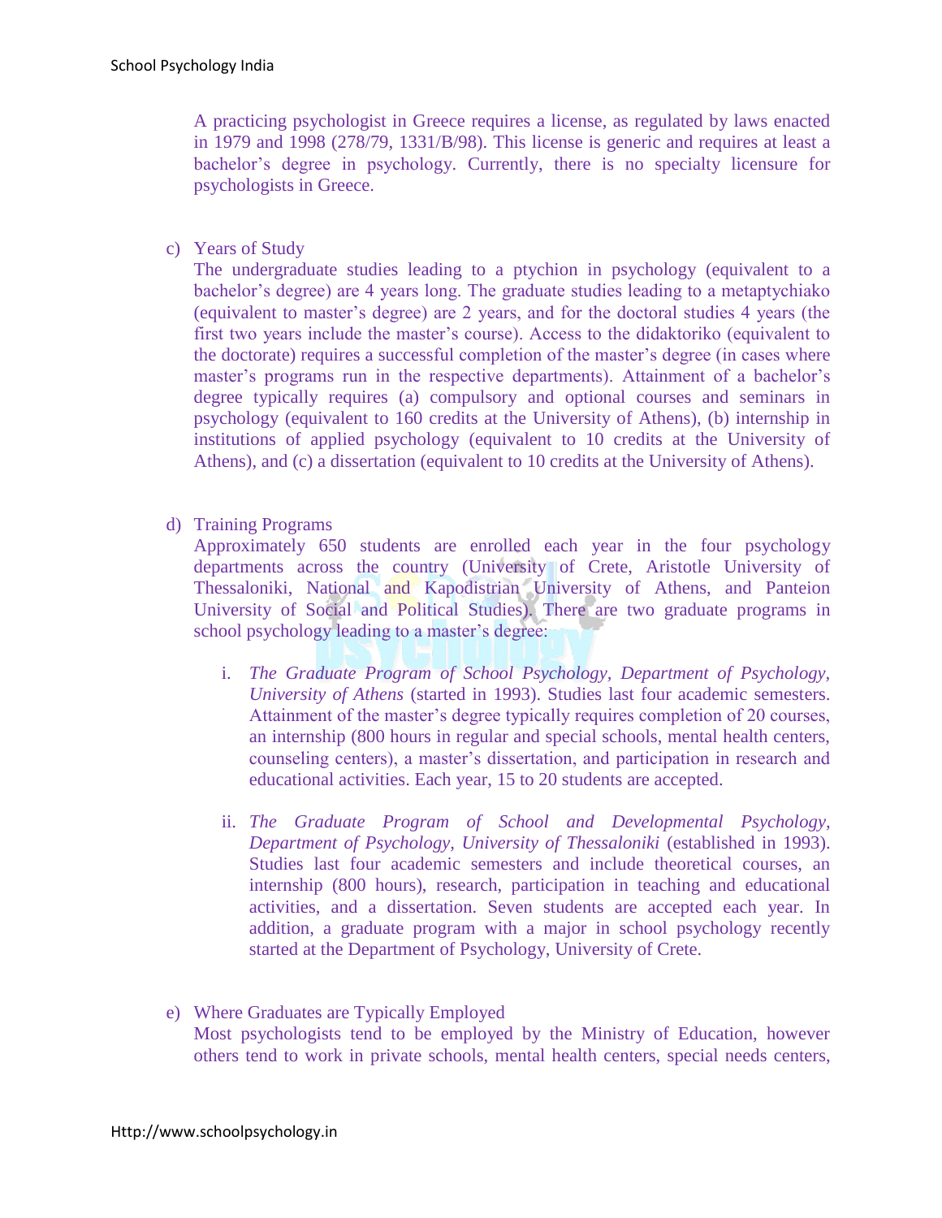A practicing psychologist in Greece requires a license, as regulated by laws enacted in 1979 and 1998 (278/79, 1331/B/98). This license is generic and requires at least a bachelor's degree in psychology. Currently, there is no specialty licensure for psychologists in Greece.

c) Years of Study

The undergraduate studies leading to a ptychion in psychology (equivalent to a bachelor's degree) are 4 years long. The graduate studies leading to a metaptychiako (equivalent to master's degree) are 2 years, and for the doctoral studies 4 years (the first two years include the master's course). Access to the didaktoriko (equivalent to the doctorate) requires a successful completion of the master's degree (in cases where master's programs run in the respective departments). Attainment of a bachelor's degree typically requires (a) compulsory and optional courses and seminars in psychology (equivalent to 160 credits at the University of Athens), (b) internship in institutions of applied psychology (equivalent to 10 credits at the University of Athens), and (c) a dissertation (equivalent to 10 credits at the University of Athens).

d) Training Programs

Approximately 650 students are enrolled each year in the four psychology departments across the country (University of Crete, Aristotle University of Thessaloniki, National and Kapodistrian University of Athens, and Panteion University of Social and Political Studies). There are two graduate programs in school psychology leading to a master's degree:

i. *The Graduate Program of School Psychology, Department of Psychology, University of Athens* (started in 1993). Studies last four academic semesters. Attainment of the master's degree typically requires completion of 20 courses, an internship (800 hours in regular and special schools, mental health centers, counseling centers), a master's dissertation, and participation in research and educational activities. Each year, 15 to 20 students are accepted.

ii. *The Graduate Program of School and Developmental Psychology, Department of Psychology, University of Thessaloniki* (established in 1993). Studies last four academic semesters and include theoretical courses, an internship (800 hours), research, participation in teaching and educational activities, and a dissertation. Seven students are accepted each year. In addition, a graduate program with a major in school psychology recently started at the Department of Psychology, University of Crete.

e) Where Graduates are Typically Employed

Most psychologists tend to be employed by the Ministry of Education, however others tend to work in private schools, mental health centers, special needs centers,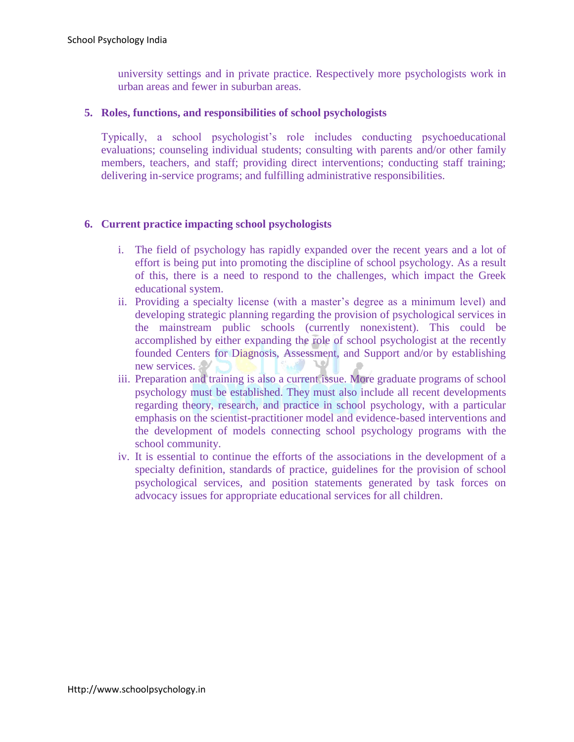university settings and in private practice. Respectively more psychologists work in urban areas and fewer in suburban areas.

## 5. Roles, functions, and responsibilities of school psychologists

Typically, a school psychologist's role includes conducting psychoeducational evaluations; counseling individual students; consulting with parents and/or other family members, teachers, and staff; providing direct interventions; conducting staff training; delivering in-service programs; and fulfilling administrative responsibilities.

## 6. Current practice impacting school psychologists

i. The field of psychology has rapidly expanded over the recent years and a lot of effort is being put into promoting the discipline of school psychology. As a result of this, there is a need to respond to the challenges, which impact the Greek educational system.

ii. Providing a specialty license (with a master's degree as a minimum level) and developing strategic planning regarding the provision of psychological services in the mainstream public schools (currently nonexistent). This could be accomplished by either expanding the role of school psychologist at the recently founded Centers for Diagnosis, Assessment, and Support and/or by establishing new services.

iii. Preparation and training is also a current issue. More graduate programs of school psychology must be established. They must also include all recent developments regarding theory, research, and practice in school psychology, with a particular emphasis on the scientist-practitioner model and evidence-based interventions and the development of models connecting school psychology programs with the school community.

iv. It is essential to continue the efforts of the associations in the development of a specialty definition, standards of practice, guidelines for the provision of school psychological services, and position statements generated by task forces on advocacy issues for appropriate educational services for all children.